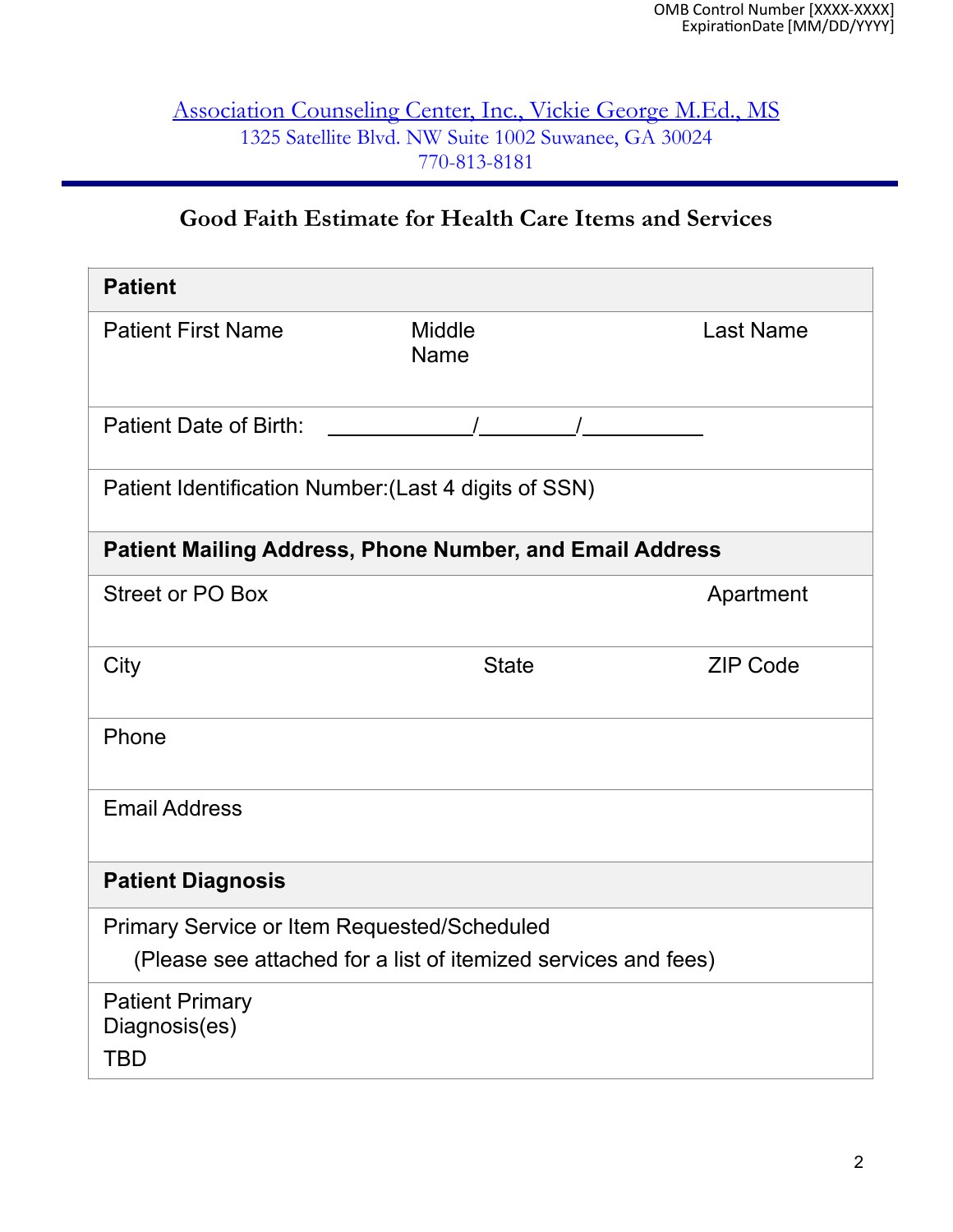OMB Control Number [XXXX-XXXX]
ExpirationDate [MM/DD/YYYY]

Association Counseling Center, Inc., Vickie George M.Ed., MS
1325 Satellite Blvd. NW Suite 1002 Suwanee, GA 30024
770-813-8181

## Good Faith Estimate for Health Care Items and Services

| **Patient** | | |
|---|---|---|
| Patient First Name | Middle Name | Last Name |
| Patient Date of Birth: \_\_\_\_\_\_/\_\_\_\_\_\_/\_\_\_\_\_\_ | | |
| Patient Identification Number:(Last 4 digits of SSN) | | |
| **Patient Mailing Address, Phone Number, and Email Address** | | |
| Street or PO Box | | Apartment |
| City | State | ZIP Code |
| Phone | | |
| Email Address | | |
| **Patient Diagnosis** | | |
| Primary Service or Item Requested/Scheduled (Please see attached for a list of itemized services and fees) | | |
| Patient Primary Diagnosis(es) TBD | | |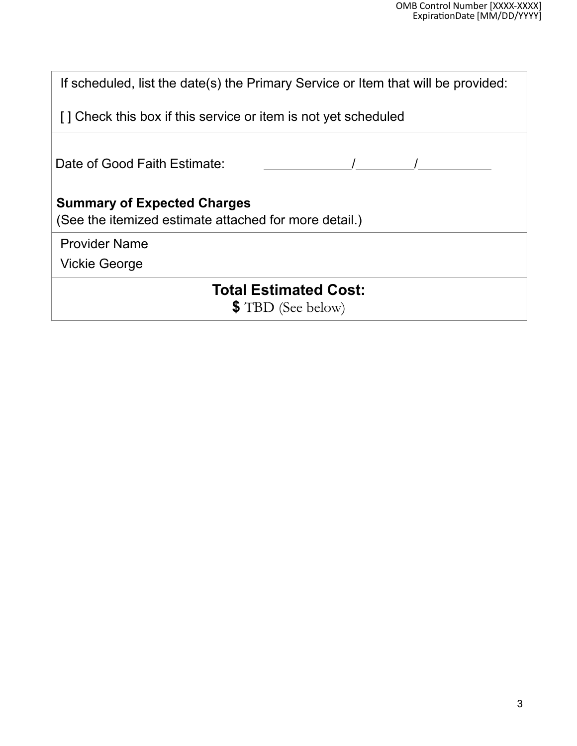If scheduled, list the date(s) the Primary Service or Item that will be provided:

[ ] Check this box if this service or item is not yet scheduled

Date of Good Faith Estimate: ____________/________/__________

**Summary of Expected Charges**
(See the itemized estimate attached for more detail.)

Provider Name

Vickie George

**Total Estimated Cost:**

**$** TBD (See below)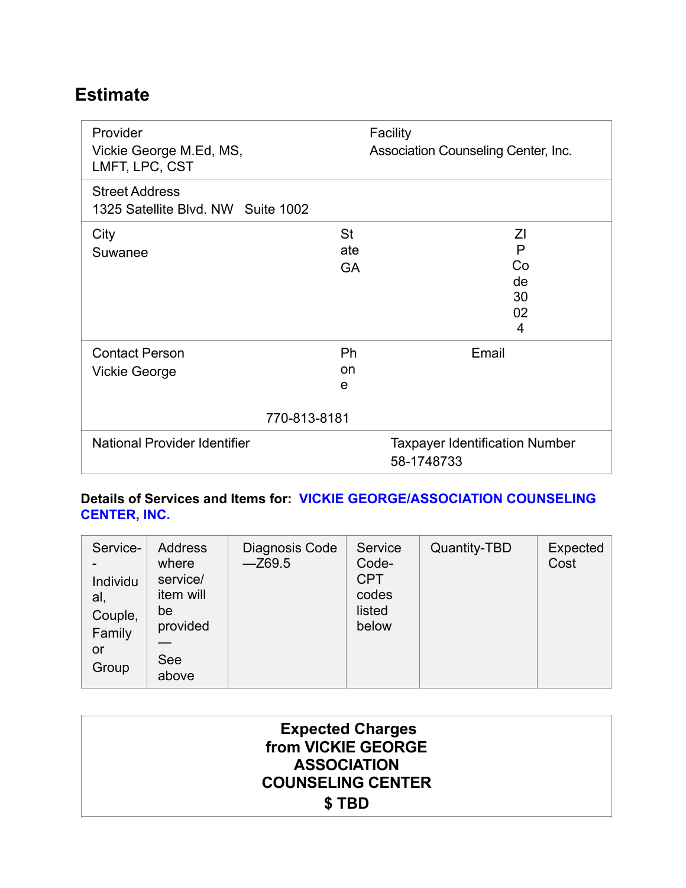## Estimate

| Provider<br>Vickie George M.Ed, MS, LMFT, LPC, CST | | Facility<br>Association Counseling Center, Inc. |
|---|---|---|
| Street Address<br>1325 Satellite Blvd. NW Suite 1002 | | |
| City<br>Suwanee | State<br>GA | ZIP Code<br>30024 |
| Contact Person<br>Vickie George | Phone<br>770-813-8181 | Email |
| National Provider Identifier | | Taxpayer Identification Number<br>58-1748733 |

**Details of Services and Items for: VICKIE GEORGE/ASSOCIATION COUNSELING CENTER, INC.**

| Service--Individual, Couple, Family or Group | Address where service/ item will be provided—See above | Diagnosis Code—Z69.5 | Service Code-CPT codes listed below | Quantity-TBD | Expected Cost |
|---|---|---|---|---|---|

| Expected Charges from VICKIE GEORGE ASSOCIATION COUNSELING CENTER<br>$ TBD |
|---|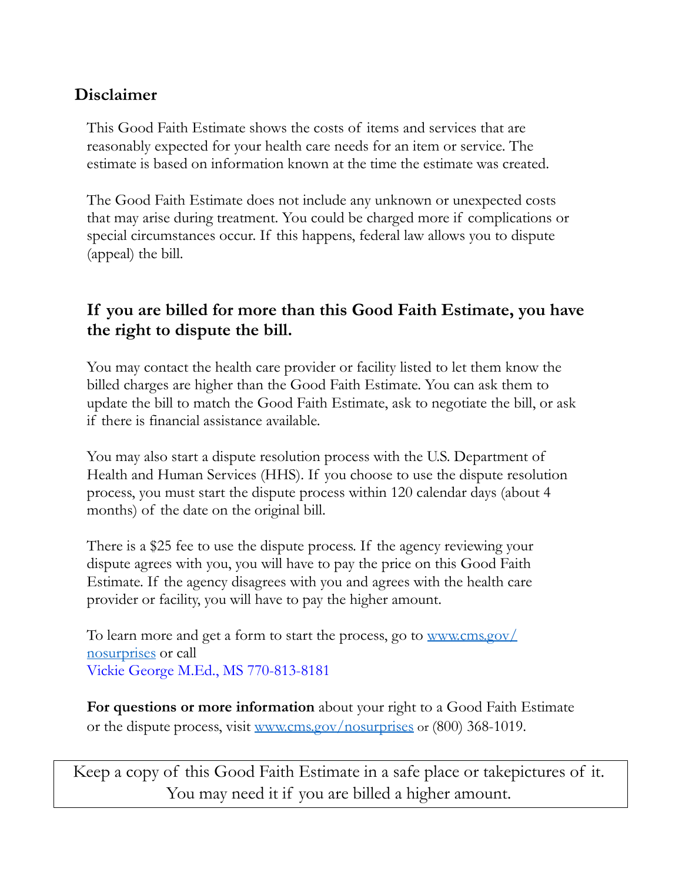## Disclaimer

This Good Faith Estimate shows the costs of items and services that are reasonably expected for your health care needs for an item or service. The estimate is based on information known at the time the estimate was created.

The Good Faith Estimate does not include any unknown or unexpected costs that may arise during treatment. You could be charged more if complications or special circumstances occur. If this happens, federal law allows you to dispute (appeal) the bill.

### If you are billed for more than this Good Faith Estimate, you have the right to dispute the bill.

You may contact the health care provider or facility listed to let them know the billed charges are higher than the Good Faith Estimate. You can ask them to update the bill to match the Good Faith Estimate, ask to negotiate the bill, or ask if there is financial assistance available.

You may also start a dispute resolution process with the U.S. Department of Health and Human Services (HHS). If you choose to use the dispute resolution process, you must start the dispute process within 120 calendar days (about 4 months) of the date on the original bill.

There is a $25 fee to use the dispute process. If the agency reviewing your dispute agrees with you, you will have to pay the price on this Good Faith Estimate. If the agency disagrees with you and agrees with the health care provider or facility, you will have to pay the higher amount.

To learn more and get a form to start the process, go to www.cms.gov/nosurprises or call
Vickie George M.Ed., MS 770-813-8181

**For questions or more information** about your right to a Good Faith Estimate or the dispute process, visit www.cms.gov/nosurprises or (800) 368-1019.

Keep a copy of this Good Faith Estimate in a safe place or takepictures of it. You may need it if you are billed a higher amount.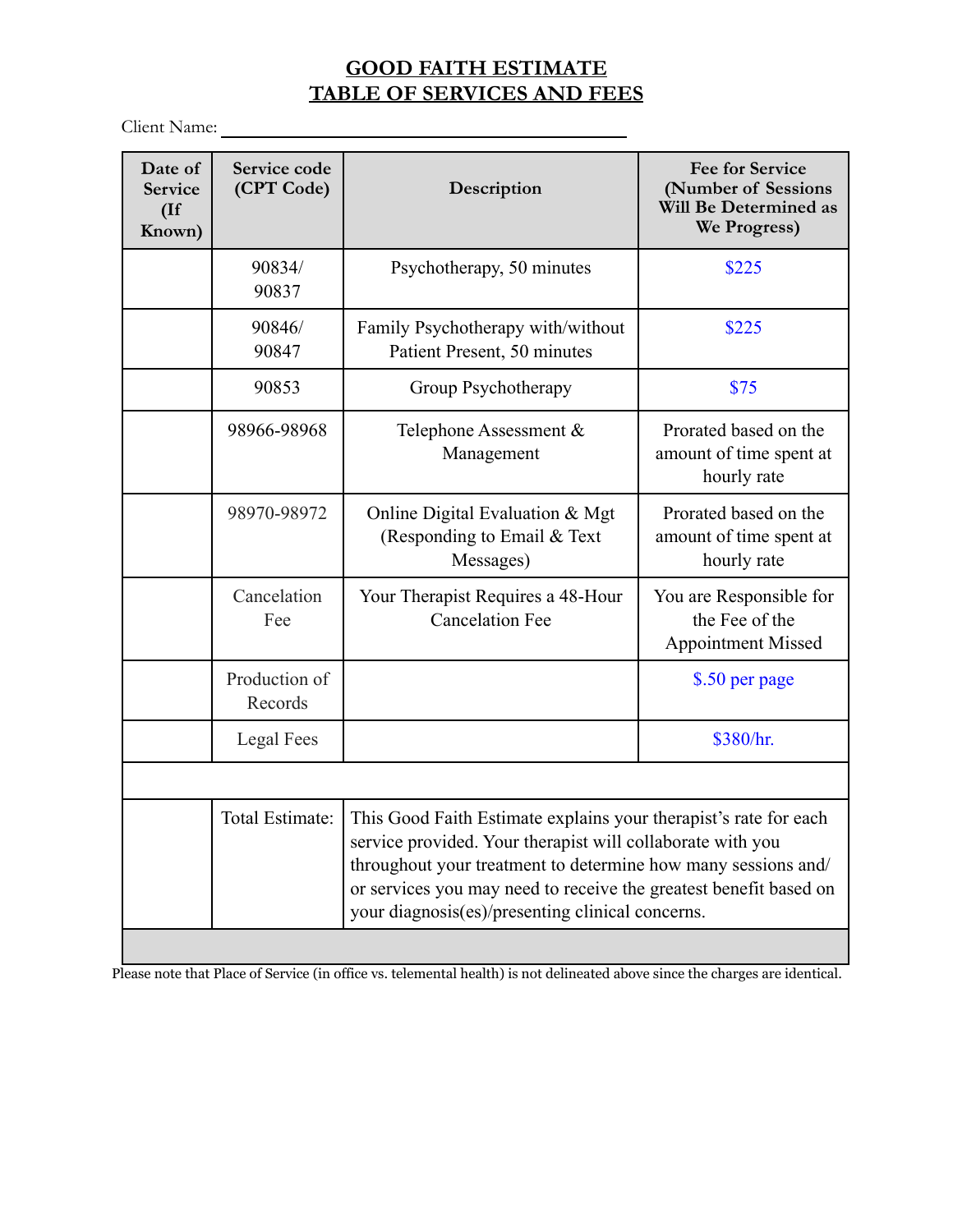# GOOD FAITH ESTIMATE
# TABLE OF SERVICES AND FEES

Client Name: ______________________________

| Date of Service (If Known) | Service code (CPT Code) | Description | Fee for Service (Number of Sessions Will Be Determined as We Progress) |
|---|---|---|---|
| | 90834/ 90837 | Psychotherapy, 50 minutes | $225 |
| | 90846/ 90847 | Family Psychotherapy with/without Patient Present, 50 minutes | $225 |
| | 90853 | Group Psychotherapy | $75 |
| | 98966-98968 | Telephone Assessment & Management | Prorated based on the amount of time spent at hourly rate |
| | 98970-98972 | Online Digital Evaluation & Mgt (Responding to Email & Text Messages) | Prorated based on the amount of time spent at hourly rate |
| | Cancelation Fee | Your Therapist Requires a 48-Hour Cancelation Fee | You are Responsible for the Fee of the Appointment Missed |
| | Production of Records | | $.50 per page |
| | Legal Fees | | $380/hr. |
| | | | |
| | Total Estimate: | This Good Faith Estimate explains your therapist's rate for each service provided. Your therapist will collaborate with you throughout your treatment to determine how many sessions and/ or services you may need to receive the greatest benefit based on your diagnosis(es)/presenting clinical concerns. | |
| | | | |

Please note that Place of Service (in office vs. telemental health) is not delineated above since the charges are identical.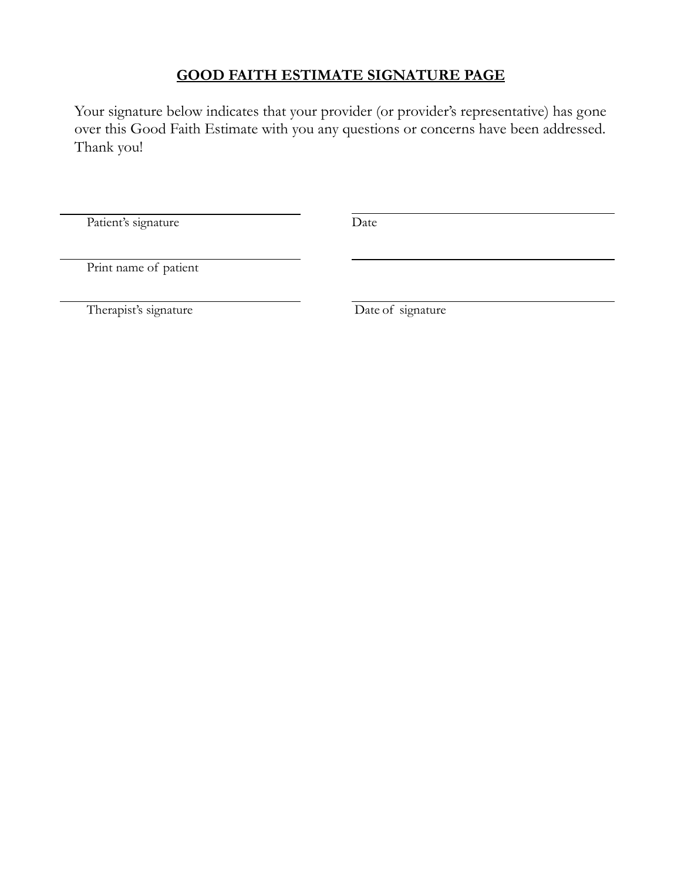## GOOD FAITH ESTIMATE SIGNATURE PAGE

Your signature below indicates that your provider (or provider's representative) has gone over this Good Faith Estimate with you any questions or concerns have been addressed. Thank you!

_______________________________ _______________________________
Patient's signature Date

_______________________________ _______________________________
Print name of patient

_______________________________ _______________________________
Therapist's signature Date of signature